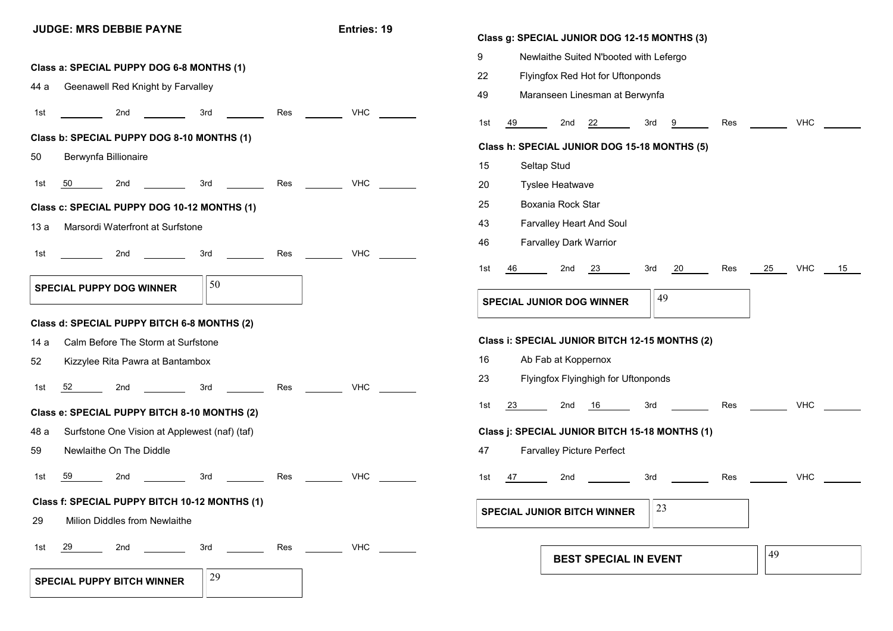**JUDGE: MRS DEBBIE PAYNE** **Entries: 19**

**Class a: SPECIAL PUPPY DOG 6-8 MONTHS (1)**

44 a Geenawell Red Knight by Farvalley

| 1st | 2nd | 3rd | Res | VHC |
|---|---|---|---|---|
| | | | | |

**Class b: SPECIAL PUPPY DOG 8-10 MONTHS (1)**

50 Berwynfa Billionaire

| 1st | 2nd | 3rd | Res | VHC |
|---|---|---|---|---|
| 50 | | | | |

**Class c: SPECIAL PUPPY DOG 10-12 MONTHS (1)**

13 a Marsordi Waterfront at Surfstone

| 1st | 2nd | 3rd | Res | VHC |
|---|---|---|---|---|
| | | | | |

| SPECIAL PUPPY DOG WINNER | 50 |
|---|---|

**Class d: SPECIAL PUPPY BITCH 6-8 MONTHS (2)**

14 a Calm Before The Storm at Surfstone

52 Kizzylee Rita Pawra at Bantambox

| 1st | 2nd | 3rd | Res | VHC |
|---|---|---|---|---|
| 52 | | | | |

**Class e: SPECIAL PUPPY BITCH 8-10 MONTHS (2)**

48 a Surfstone One Vision at Applewest (naf) (taf)

59 Newlaithe On The Diddle

| 1st | 2nd | 3rd | Res | VHC |
|---|---|---|---|---|
| 59 | | | | |

**Class f: SPECIAL PUPPY BITCH 10-12 MONTHS (1)**

29 Milion Diddles from Newlaithe

| 1st | 2nd | 3rd | Res | VHC |
|---|---|---|---|---|
| 29 | | | | |

| SPECIAL PUPPY BITCH WINNER | 29 |
|---|---|

**Class g: SPECIAL JUNIOR DOG 12-15 MONTHS (3)**

9 Newlaithe Suited N'booted with Lefergo

22 Flyingfox Red Hot for Uftonponds

49 Maranseen Linesman at Berwynfa

| 1st | 2nd | 3rd | Res | VHC |
|---|---|---|---|---|
| 49 | 22 | 9 | | |

**Class h: SPECIAL JUNIOR DOG 15-18 MONTHS (5)**

15 Seltap Stud

20 Tyslee Heatwave

25 Boxania Rock Star

43 Farvalley Heart And Soul

46 Farvalley Dark Warrior

| 1st | 2nd | 3rd | Res | VHC |
|---|---|---|---|---|
| 46 | 23 | 20 | 25 | 15 |

| SPECIAL JUNIOR DOG WINNER | 49 |
|---|---|

**Class i: SPECIAL JUNIOR BITCH 12-15 MONTHS (2)**

16 Ab Fab at Koppernox

23 Flyingfox Flyinghigh for Uftonponds

| 1st | 2nd | 3rd | Res | VHC |
|---|---|---|---|---|
| 23 | 16 | | | |

**Class j: SPECIAL JUNIOR BITCH 15-18 MONTHS (1)**

47 Farvalley Picture Perfect

| 1st | 2nd | 3rd | Res | VHC |
|---|---|---|---|---|
| 47 | | | | |

| SPECIAL JUNIOR BITCH WINNER | 23 |
|---|---|

| BEST SPECIAL IN EVENT | 49 |
|---|---|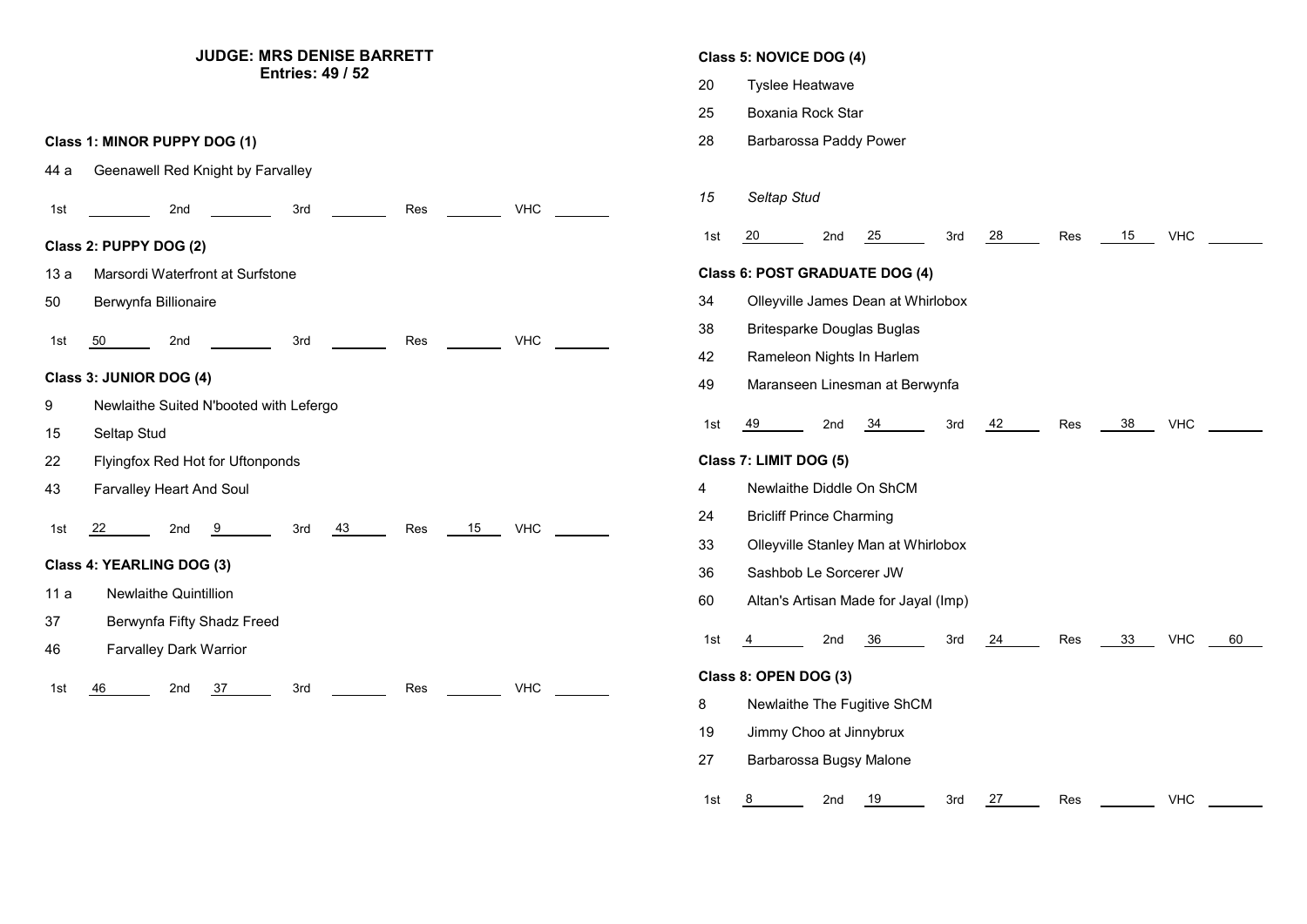**JUDGE: MRS DENISE BARRETT**
**Entries: 49 / 52**

**Class 1: MINOR PUPPY DOG (1)**

44 a Geenawell Red Knight by Farvalley

| 1st | 2nd | 3rd | Res | VHC |
|---|---|---|---|---|
| | | | | |

**Class 2: PUPPY DOG (2)**

13 a Marsordi Waterfront at Surfstone

50 Berwynfa Billionaire

| 1st | 2nd | 3rd | Res | VHC |
|---|---|---|---|---|
| 50 | | | | |

**Class 3: JUNIOR DOG (4)**

9 Newlaithe Suited N'booted with Lefergo

15 Seltap Stud

22 Flyingfox Red Hot for Uftonponds

43 Farvalley Heart And Soul

| 1st | 2nd | 3rd | Res | VHC |
|---|---|---|---|---|
| 22 | 9 | 43 | 15 | |

**Class 4: YEARLING DOG (3)**

11 a Newlaithe Quintillion

37 Berwynfa Fifty Shadz Freed

46 Farvalley Dark Warrior

| 1st | 2nd | 3rd | Res | VHC |
|---|---|---|---|---|
| 46 | 37 | | | |

**Class 5: NOVICE DOG (4)**

20 Tyslee Heatwave

25 Boxania Rock Star

28 Barbarossa Paddy Power

*15 Seltap Stud*

| 1st | 2nd | 3rd | Res | VHC |
|---|---|---|---|---|
| 20 | 25 | 28 | 15 | |

**Class 6: POST GRADUATE DOG (4)**

34 Olleyville James Dean at Whirlobox

38 Britesparke Douglas Buglas

42 Rameleon Nights In Harlem

49 Maranseen Linesman at Berwynfa

| 1st | 2nd | 3rd | Res | VHC |
|---|---|---|---|---|
| 49 | 34 | 42 | 38 | |

**Class 7: LIMIT DOG (5)**

4 Newlaithe Diddle On ShCM

24 Bricliff Prince Charming

33 Olleyville Stanley Man at Whirlobox

36 Sashbob Le Sorcerer JW

60 Altan's Artisan Made for Jayal (Imp)

| 1st | 2nd | 3rd | Res | VHC |
|---|---|---|---|---|
| 4 | 36 | 24 | 33 | 60 |

**Class 8: OPEN DOG (3)**

8 Newlaithe The Fugitive ShCM

19 Jimmy Choo at Jinnybrux

27 Barbarossa Bugsy Malone

| 1st | 2nd | 3rd | Res | VHC |
|---|---|---|---|---|
| 8 | 19 | 27 | | |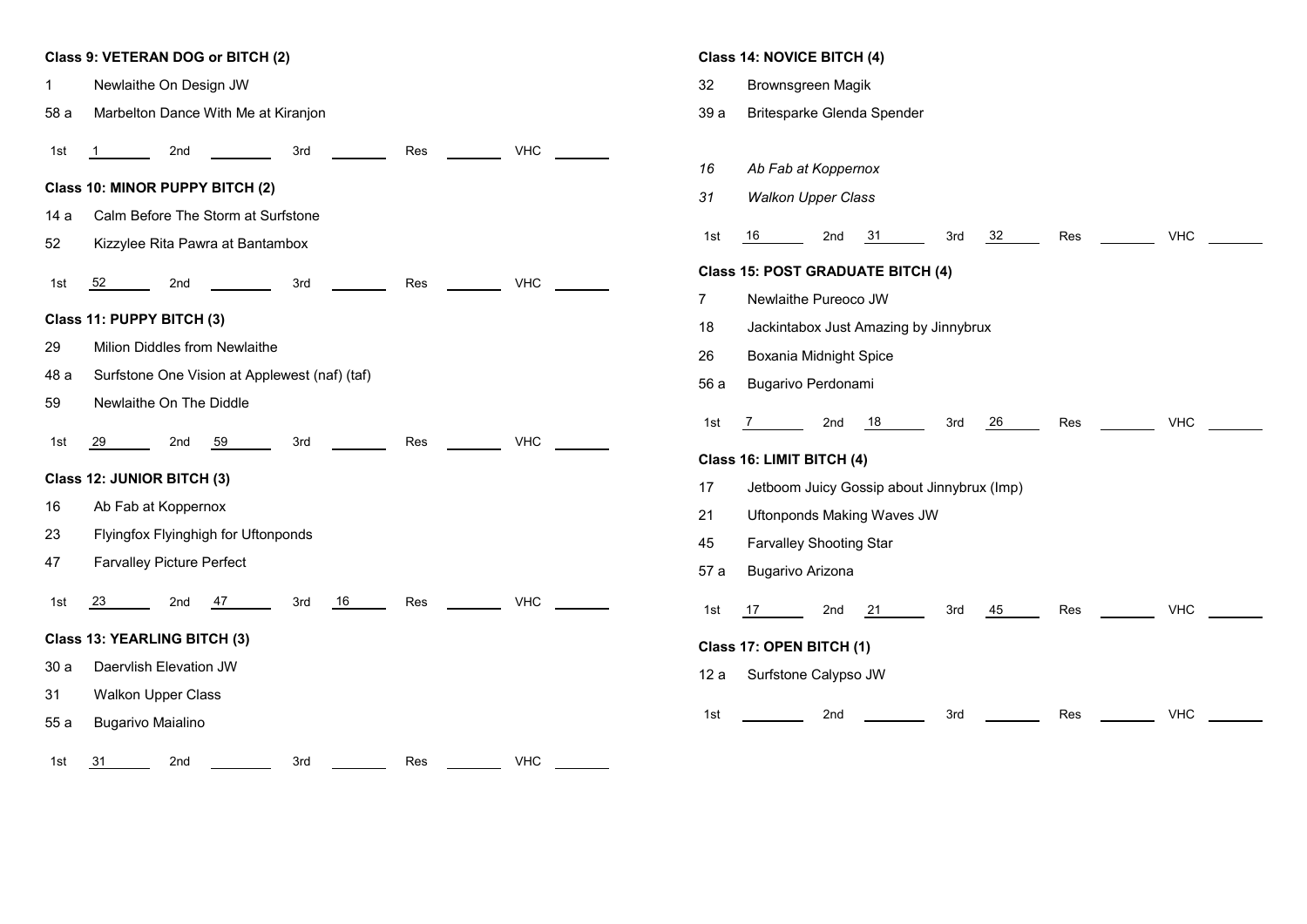**Class 9: VETERAN DOG or BITCH (2)**

1 Newlaithe On Design JW
58 a Marbelton Dance With Me at Kiranjon

| 1st | 2nd | 3rd | Res | VHC |
|---|---|---|---|---|
| 1 | | | | |

**Class 10: MINOR PUPPY BITCH (2)**

14 a Calm Before The Storm at Surfstone
52 Kizzylee Rita Pawra at Bantambox

| 1st | 2nd | 3rd | Res | VHC |
|---|---|---|---|---|
| 52 | | | | |

**Class 11: PUPPY BITCH (3)**

29 Milion Diddles from Newlaithe
48 a Surfstone One Vision at Applewest (naf) (taf)
59 Newlaithe On The Diddle

| 1st | 2nd | 3rd | Res | VHC |
|---|---|---|---|---|
| 29 | 59 | | | |

**Class 12: JUNIOR BITCH (3)**

16 Ab Fab at Koppernox
23 Flyingfox Flyinghigh for Uftonponds
47 Farvalley Picture Perfect

| 1st | 2nd | 3rd | Res | VHC |
|---|---|---|---|---|
| 23 | 47 | 16 | | |

**Class 13: YEARLING BITCH (3)**

30 a Daervlish Elevation JW
31 Walkon Upper Class
55 a Bugarivo Maialino

| 1st | 2nd | 3rd | Res | VHC |
|---|---|---|---|---|
| 31 | | | | |

**Class 14: NOVICE BITCH (4)**

32 Brownsgreen Magik
39 a Britesparke Glenda Spender

*16 Ab Fab at Koppernox*
*31 Walkon Upper Class*

| 1st | 2nd | 3rd | Res | VHC |
|---|---|---|---|---|
| 16 | 31 | 32 | | |

**Class 15: POST GRADUATE BITCH (4)**

7 Newlaithe Pureoco JW
18 Jackintabox Just Amazing by Jinnybrux
26 Boxania Midnight Spice
56 a Bugarivo Perdonami

| 1st | 2nd | 3rd | Res | VHC |
|---|---|---|---|---|
| 7 | 18 | 26 | | |

**Class 16: LIMIT BITCH (4)**

17 Jetboom Juicy Gossip about Jinnybrux (Imp)
21 Uftonponds Making Waves JW
45 Farvalley Shooting Star
57 a Bugarivo Arizona

| 1st | 2nd | 3rd | Res | VHC |
|---|---|---|---|---|
| 17 | 21 | 45 | | |

**Class 17: OPEN BITCH (1)**

12 a Surfstone Calypso JW

| 1st | 2nd | 3rd | Res | VHC |
|---|---|---|---|---|
| | | | | |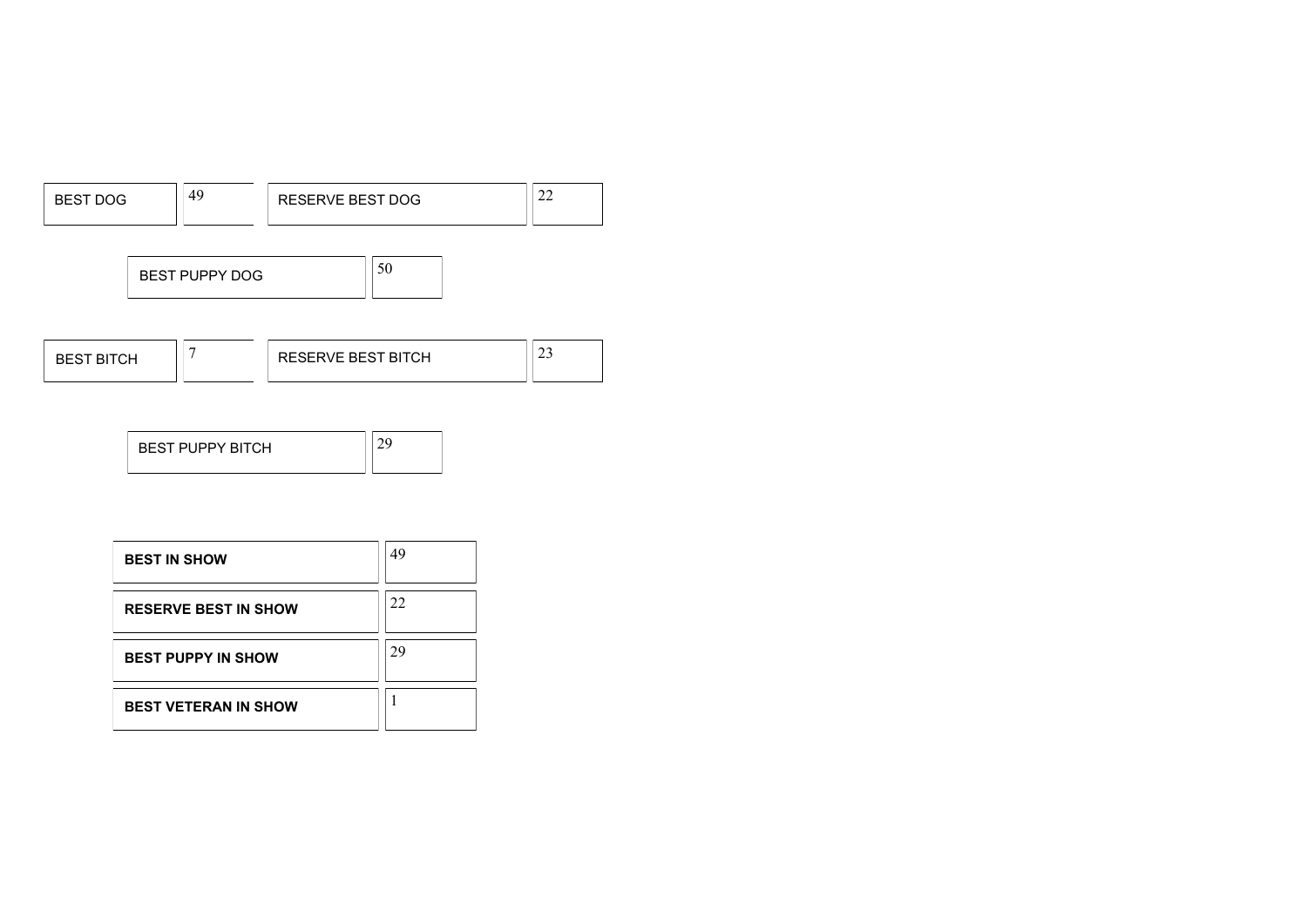| | | | |
|---|---|---|---|
| BEST DOG | 49 | RESERVE BEST DOG | 22 |
| BEST PUPPY DOG | 50 | | |
| BEST BITCH | 7 | RESERVE BEST BITCH | 23 |
| BEST PUPPY BITCH | 29 | | |

| | |
|---|---|
| **BEST IN SHOW** | 49 |
| **RESERVE BEST IN SHOW** | 22 |
| **BEST PUPPY IN SHOW** | 29 |
| **BEST VETERAN IN SHOW** | 1 |